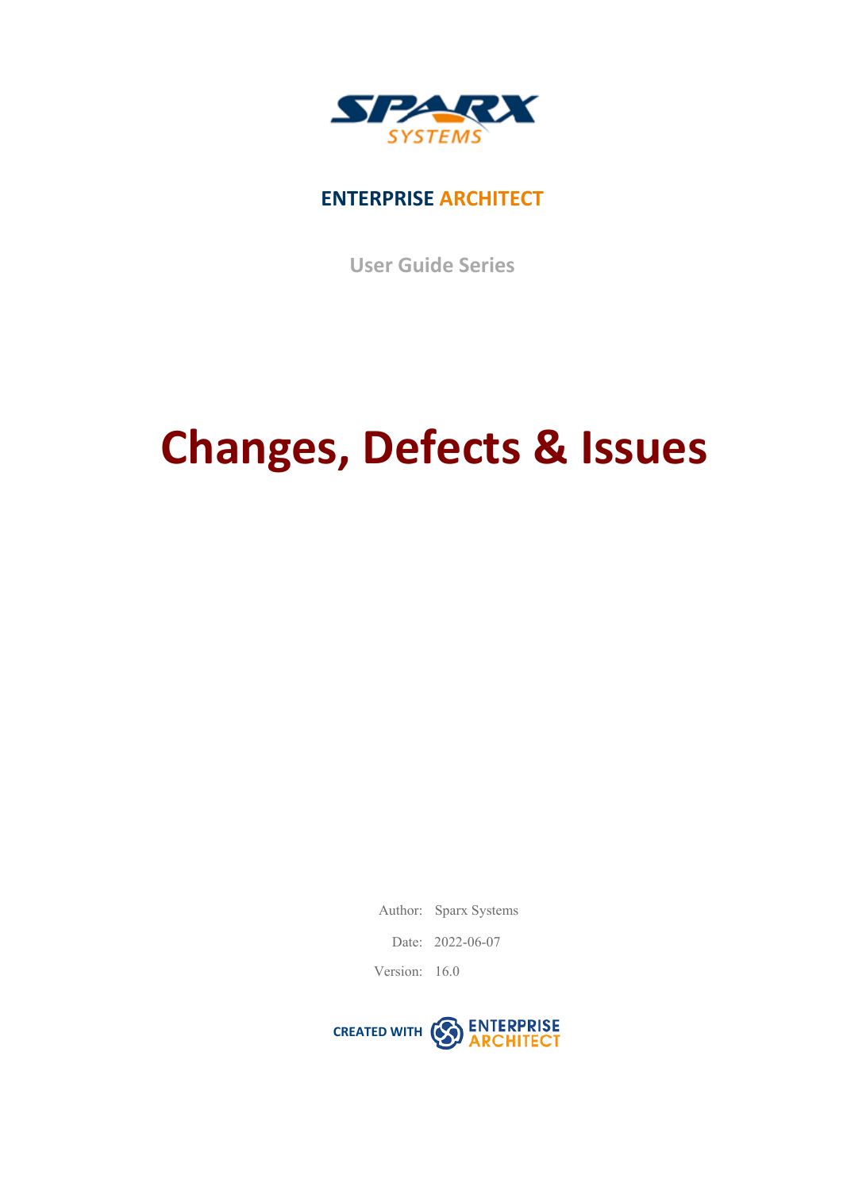ENTERPRISE ARCHITECT

User Guide Series

# Changes, Defects & Issues

Author: Sparx Systems

Date: 2022-06-07

Version: 16.0

CREATED WITH ENTERPRISE ARCHITECT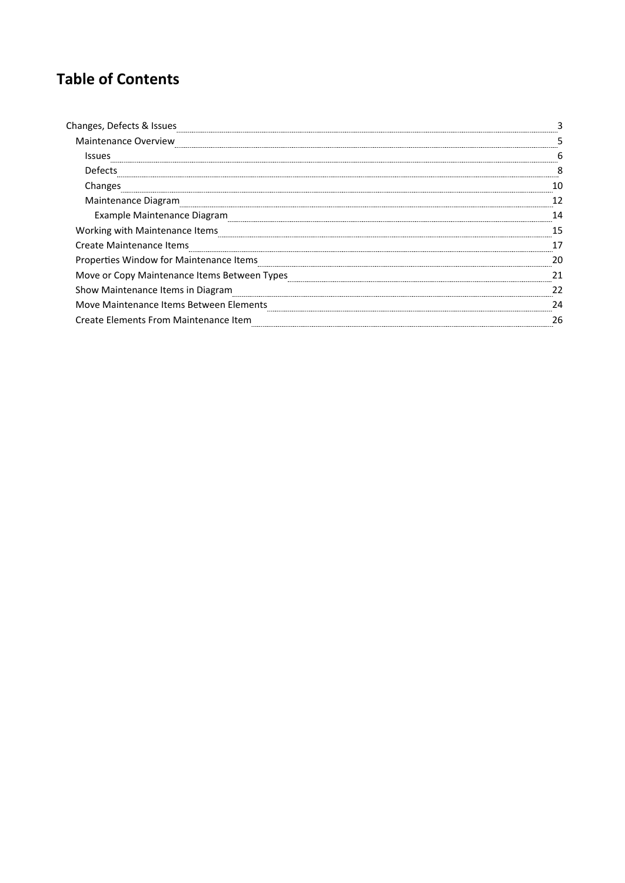# Table of Contents

- Changes, Defects & Issues ... 3
  - Maintenance Overview ... 5
    - Issues ... 6
    - Defects ... 8
    - Changes ... 10
    - Maintenance Diagram ... 12
      - Example Maintenance Diagram ... 14
  - Working with Maintenance Items ... 15
  - Create Maintenance Items ... 17
  - Properties Window for Maintenance Items ... 20
  - Move or Copy Maintenance Items Between Types ... 21
  - Show Maintenance Items in Diagram ... 22
  - Move Maintenance Items Between Elements ... 24
  - Create Elements From Maintenance Item ... 26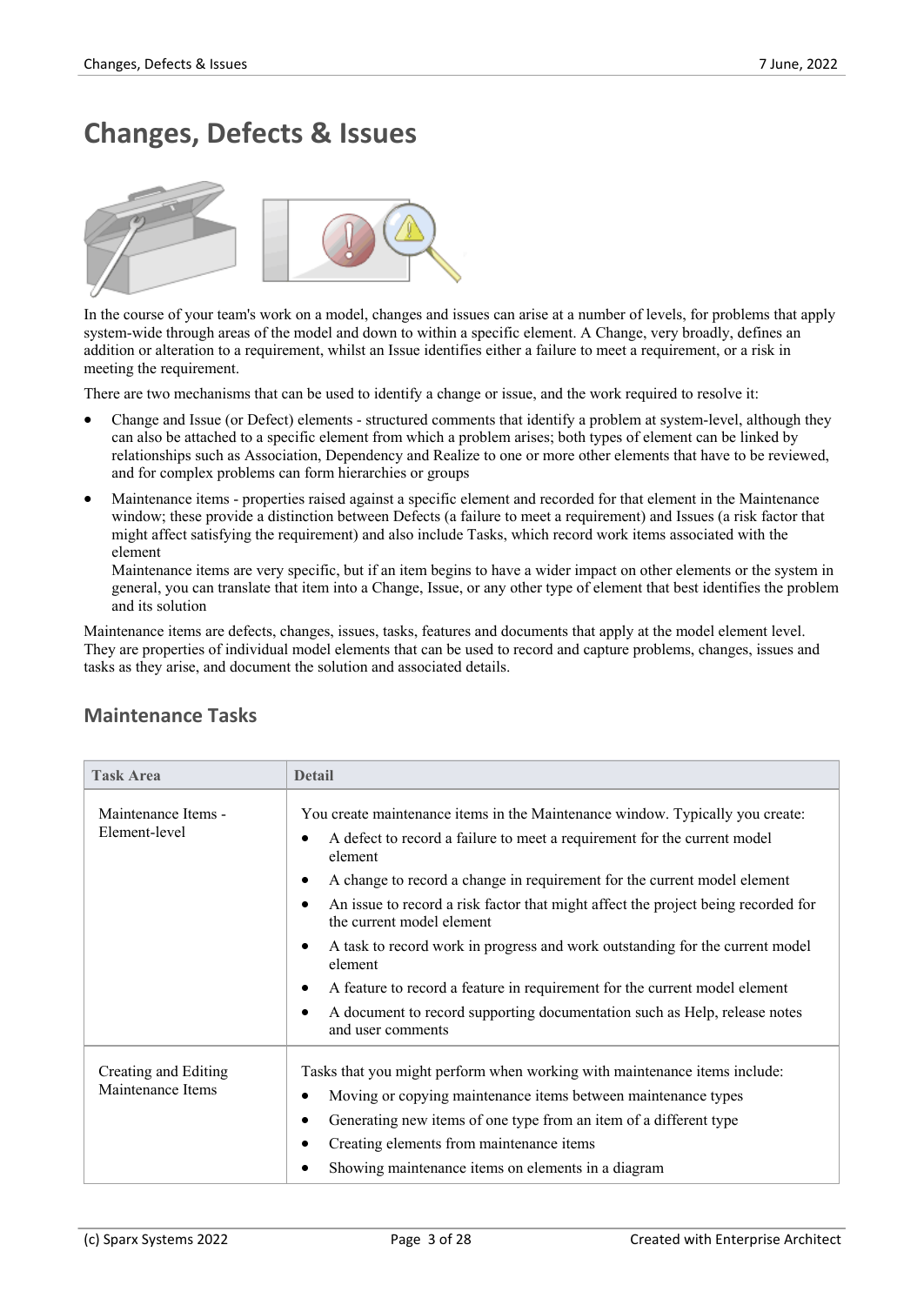# Changes, Defects & Issues

In the course of your team's work on a model, changes and issues can arise at a number of levels, for problems that apply system-wide through areas of the model and down to within a specific element. A Change, very broadly, defines an addition or alteration to a requirement, whilst an Issue identifies either a failure to meet a requirement, or a risk in meeting the requirement.

There are two mechanisms that can be used to identify a change or issue, and the work required to resolve it:

- Change and Issue (or Defect) elements - structured comments that identify a problem at system-level, although they can also be attached to a specific element from which a problem arises; both types of element can be linked by relationships such as Association, Dependency and Realize to one or more other elements that have to be reviewed, and for complex problems can form hierarchies or groups
- Maintenance items - properties raised against a specific element and recorded for that element in the Maintenance window; these provide a distinction between Defects (a failure to meet a requirement) and Issues (a risk factor that might affect satisfying the requirement) and also include Tasks, which record work items associated with the element
  Maintenance items are very specific, but if an item begins to have a wider impact on other elements or the system in general, you can translate that item into a Change, Issue, or any other type of element that best identifies the problem and its solution

Maintenance items are defects, changes, issues, tasks, features and documents that apply at the model element level. They are properties of individual model elements that can be used to record and capture problems, changes, issues and tasks as they arise, and document the solution and associated details.

## Maintenance Tasks

| Task Area | Detail |
|---|---|
| Maintenance Items - Element-level | You create maintenance items in the Maintenance window. Typically you create:<br>• A defect to record a failure to meet a requirement for the current model element<br>• A change to record a change in requirement for the current model element<br>• An issue to record a risk factor that might affect the project being recorded for the current model element<br>• A task to record work in progress and work outstanding for the current model element<br>• A feature to record a feature in requirement for the current model element<br>• A document to record supporting documentation such as Help, release notes and user comments |
| Creating and Editing Maintenance Items | Tasks that you might perform when working with maintenance items include:<br>• Moving or copying maintenance items between maintenance types<br>• Generating new items of one type from an item of a different type<br>• Creating elements from maintenance items<br>• Showing maintenance items on elements in a diagram |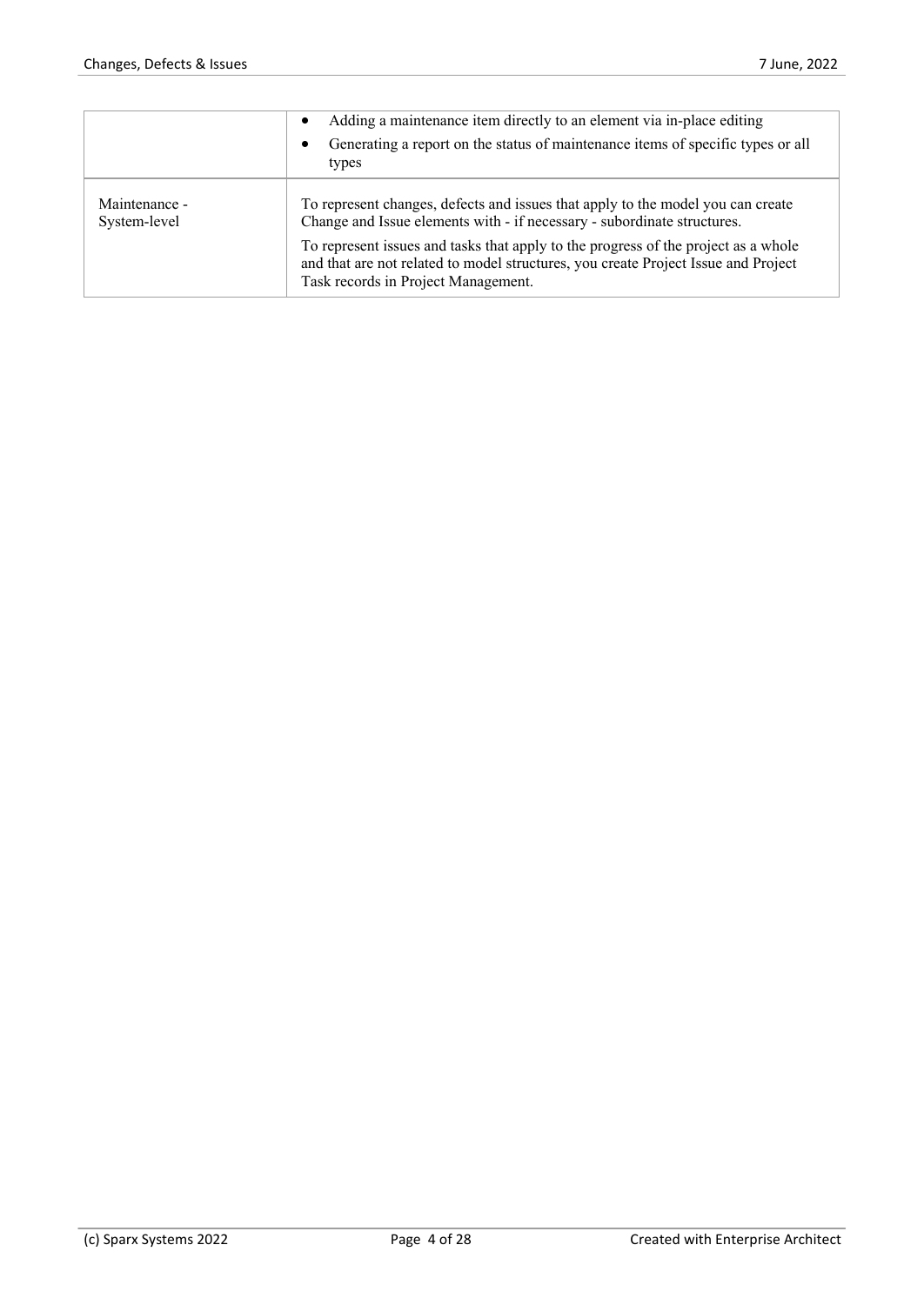| | |
|---|---|
| | • Adding a maintenance item directly to an element via in-place editing<br>• Generating a report on the status of maintenance items of specific types or all types |
| Maintenance - System-level | To represent changes, defects and issues that apply to the model you can create Change and Issue elements with - if necessary - subordinate structures.<br>To represent issues and tasks that apply to the progress of the project as a whole and that are not related to model structures, you create Project Issue and Project Task records in Project Management. |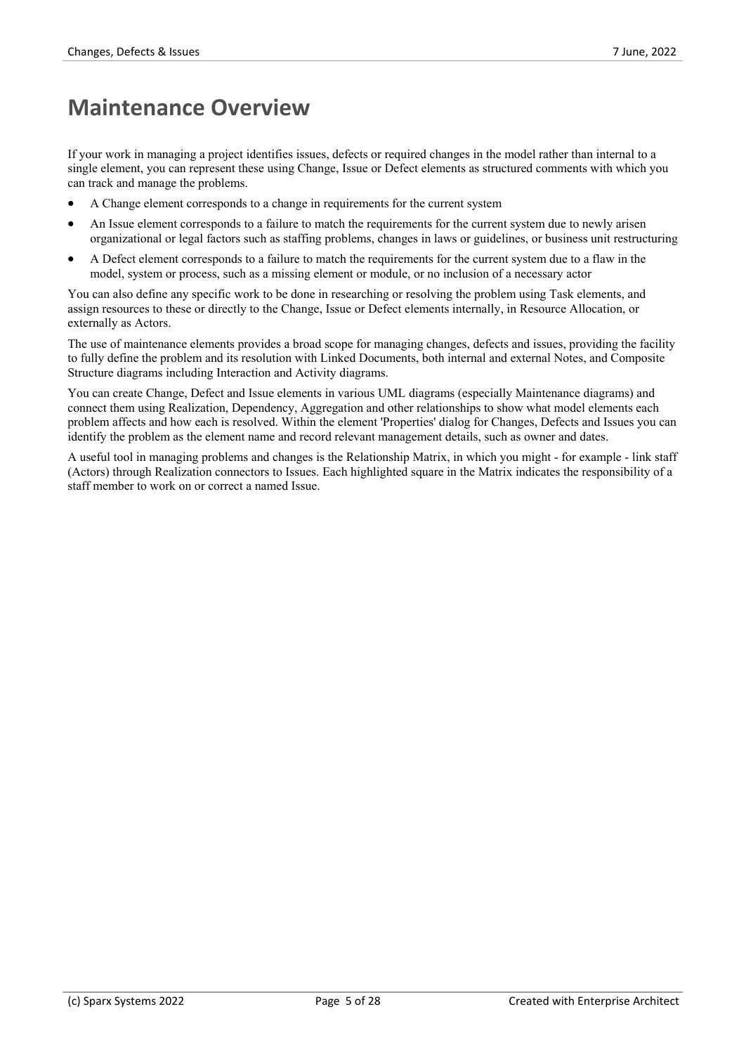# Maintenance Overview

If your work in managing a project identifies issues, defects or required changes in the model rather than internal to a single element, you can represent these using Change, Issue or Defect elements as structured comments with which you can track and manage the problems.

- A Change element corresponds to a change in requirements for the current system
- An Issue element corresponds to a failure to match the requirements for the current system due to newly arisen organizational or legal factors such as staffing problems, changes in laws or guidelines, or business unit restructuring
- A Defect element corresponds to a failure to match the requirements for the current system due to a flaw in the model, system or process, such as a missing element or module, or no inclusion of a necessary actor

You can also define any specific work to be done in researching or resolving the problem using Task elements, and assign resources to these or directly to the Change, Issue or Defect elements internally, in Resource Allocation, or externally as Actors.

The use of maintenance elements provides a broad scope for managing changes, defects and issues, providing the facility to fully define the problem and its resolution with Linked Documents, both internal and external Notes, and Composite Structure diagrams including Interaction and Activity diagrams.

You can create Change, Defect and Issue elements in various UML diagrams (especially Maintenance diagrams) and connect them using Realization, Dependency, Aggregation and other relationships to show what model elements each problem affects and how each is resolved. Within the element 'Properties' dialog for Changes, Defects and Issues you can identify the problem as the element name and record relevant management details, such as owner and dates.

A useful tool in managing problems and changes is the Relationship Matrix, in which you might - for example - link staff (Actors) through Realization connectors to Issues. Each highlighted square in the Matrix indicates the responsibility of a staff member to work on or correct a named Issue.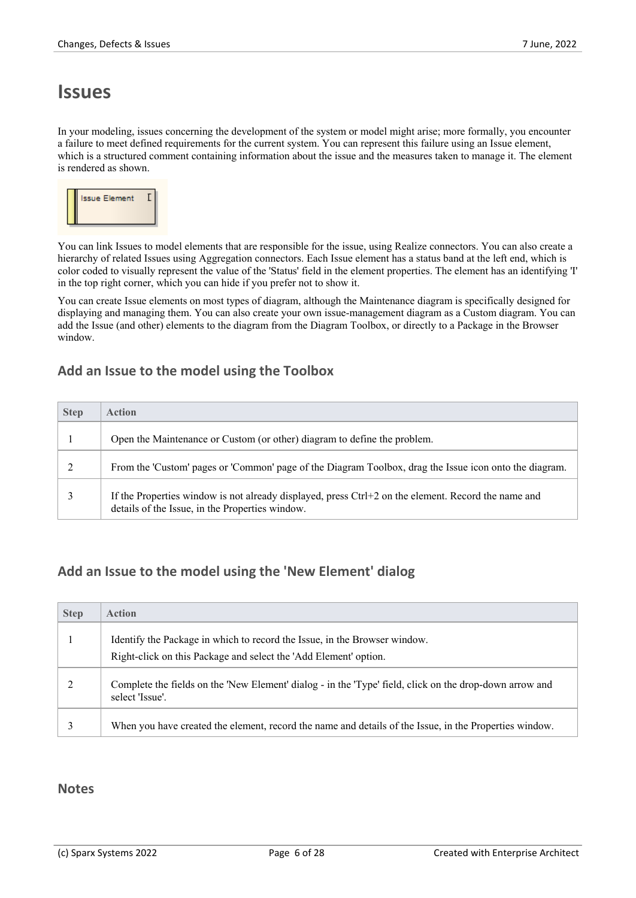# Issues

In your modeling, issues concerning the development of the system or model might arise; more formally, you encounter a failure to meet defined requirements for the current system. You can represent this failure using an Issue element, which is a structured comment containing information about the issue and the measures taken to manage it. The element is rendered as shown.

You can link Issues to model elements that are responsible for the issue, using Realize connectors. You can also create a hierarchy of related Issues using Aggregation connectors. Each Issue element has a status band at the left end, which is color coded to visually represent the value of the 'Status' field in the element properties. The element has an identifying 'I' in the top right corner, which you can hide if you prefer not to show it.

You can create Issue elements on most types of diagram, although the Maintenance diagram is specifically designed for displaying and managing them. You can also create your own issue-management diagram as a Custom diagram. You can add the Issue (and other) elements to the diagram from the Diagram Toolbox, or directly to a Package in the Browser window.

## Add an Issue to the model using the Toolbox

| Step | Action |
| --- | --- |
| 1 | Open the Maintenance or Custom (or other) diagram to define the problem. |
| 2 | From the 'Custom' pages or 'Common' page of the Diagram Toolbox, drag the Issue icon onto the diagram. |
| 3 | If the Properties window is not already displayed, press Ctrl+2 on the element. Record the name and details of the Issue, in the Properties window. |

## Add an Issue to the model using the 'New Element' dialog

| Step | Action |
| --- | --- |
| 1 | Identify the Package in which to record the Issue, in the Browser window.<br>Right-click on this Package and select the 'Add Element' option. |
| 2 | Complete the fields on the 'New Element' dialog - in the 'Type' field, click on the drop-down arrow and select 'Issue'. |
| 3 | When you have created the element, record the name and details of the Issue, in the Properties window. |

## Notes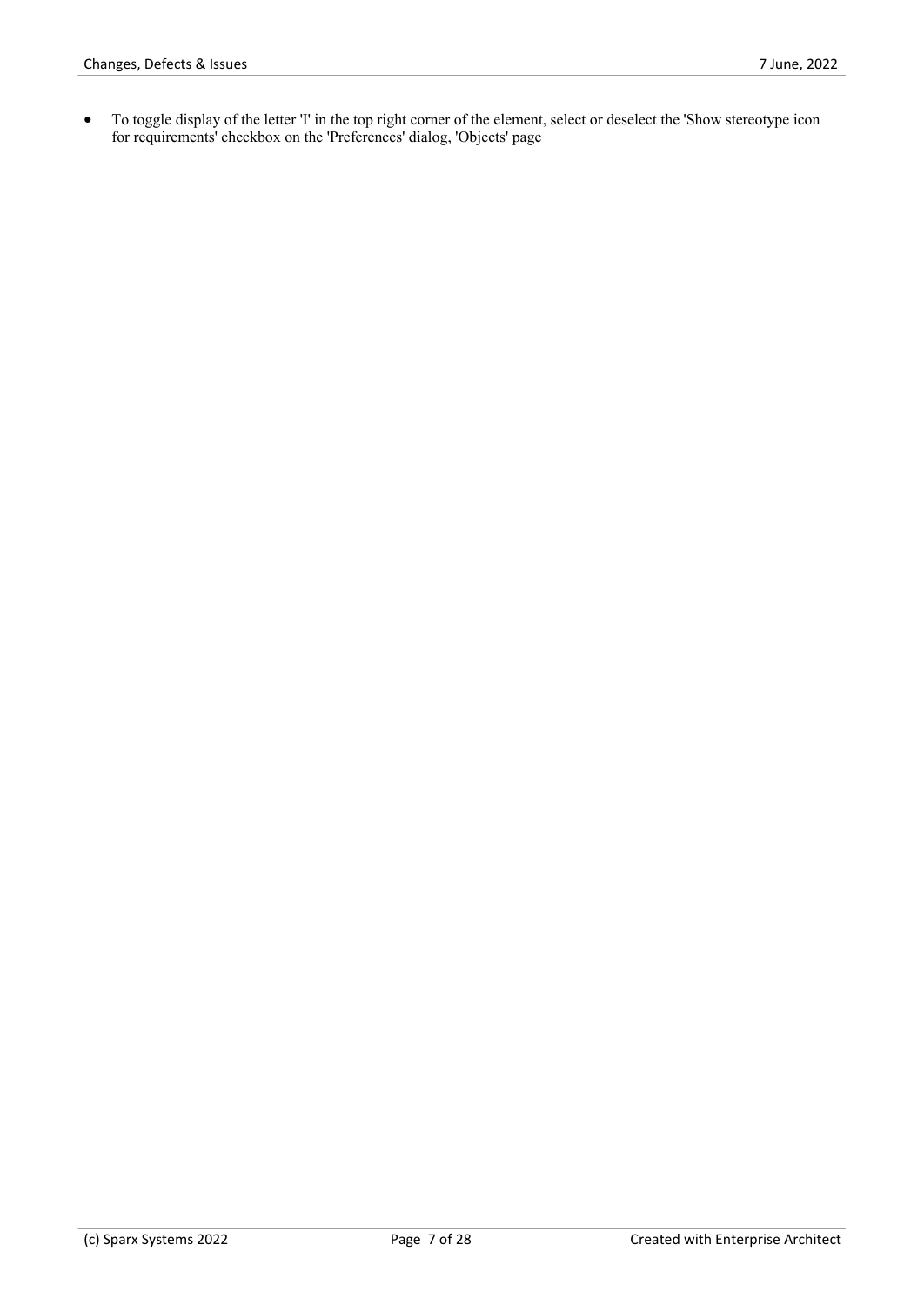- To toggle display of the letter 'I' in the top right corner of the element, select or deselect the 'Show stereotype icon for requirements' checkbox on the 'Preferences' dialog, 'Objects' page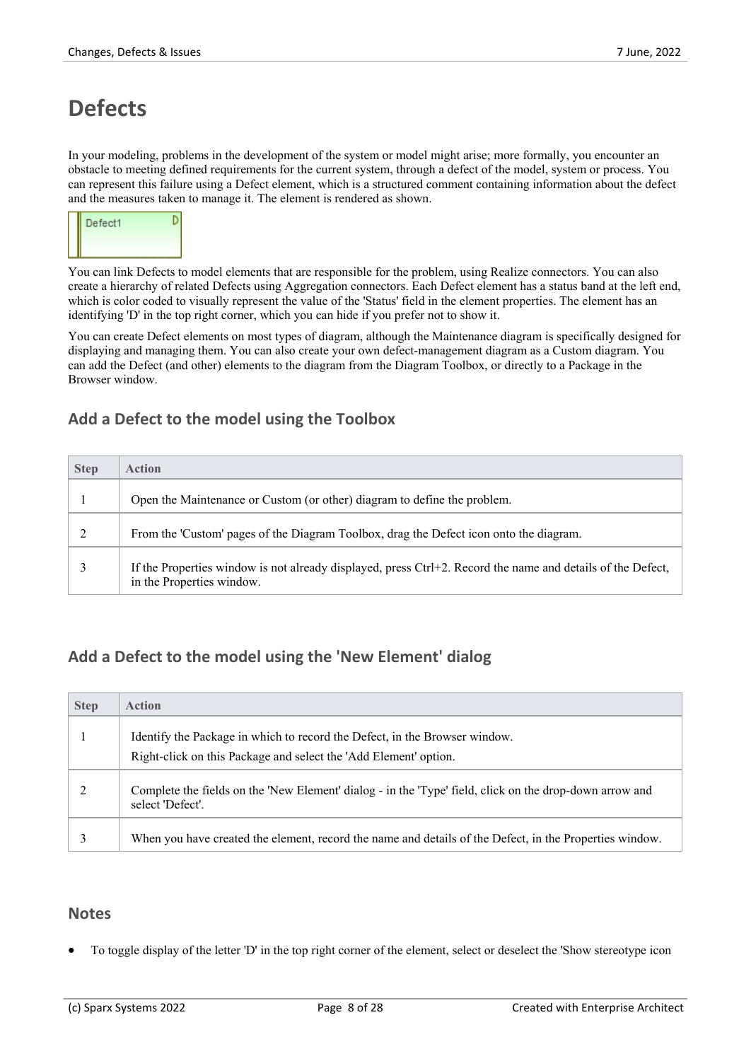# Defects

In your modeling, problems in the development of the system or model might arise; more formally, you encounter an obstacle to meeting defined requirements for the current system, through a defect of the model, system or process. You can represent this failure using a Defect element, which is a structured comment containing information about the defect and the measures taken to manage it. The element is rendered as shown.

You can link Defects to model elements that are responsible for the problem, using Realize connectors. You can also create a hierarchy of related Defects using Aggregation connectors. Each Defect element has a status band at the left end, which is color coded to visually represent the value of the 'Status' field in the element properties. The element has an identifying 'D' in the top right corner, which you can hide if you prefer not to show it.

You can create Defect elements on most types of diagram, although the Maintenance diagram is specifically designed for displaying and managing them. You can also create your own defect-management diagram as a Custom diagram. You can add the Defect (and other) elements to the diagram from the Diagram Toolbox, or directly to a Package in the Browser window.

## Add a Defect to the model using the Toolbox

| Step | Action |
|---|---|
| 1 | Open the Maintenance or Custom (or other) diagram to define the problem. |
| 2 | From the 'Custom' pages of the Diagram Toolbox, drag the Defect icon onto the diagram. |
| 3 | If the Properties window is not already displayed, press Ctrl+2. Record the name and details of the Defect, in the Properties window. |

## Add a Defect to the model using the 'New Element' dialog

| Step | Action |
|---|---|
| 1 | Identify the Package in which to record the Defect, in the Browser window.<br>Right-click on this Package and select the 'Add Element' option. |
| 2 | Complete the fields on the 'New Element' dialog - in the 'Type' field, click on the drop-down arrow and select 'Defect'. |
| 3 | When you have created the element, record the name and details of the Defect, in the Properties window. |

## Notes

- To toggle display of the letter 'D' in the top right corner of the element, select or deselect the 'Show stereotype icon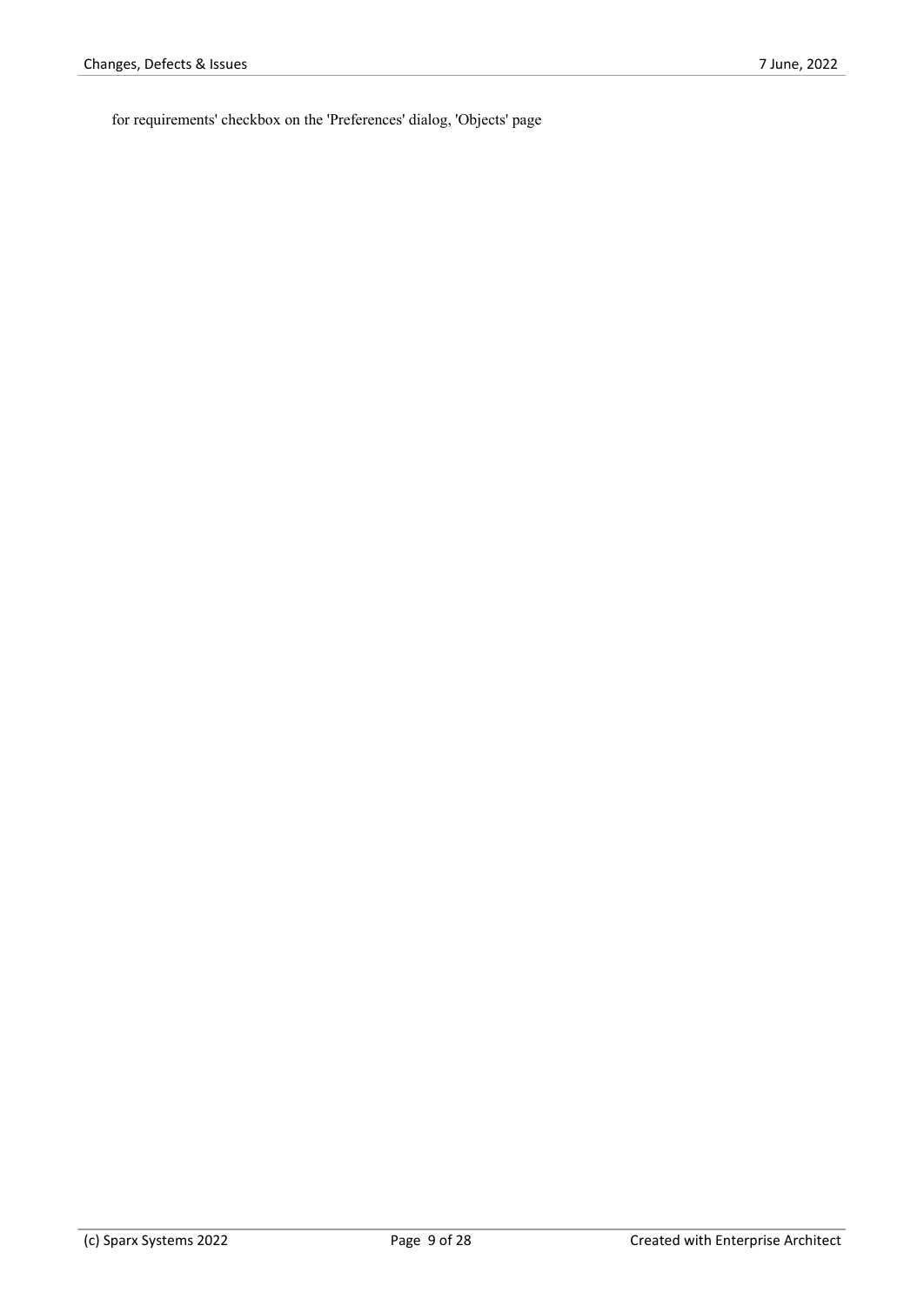for requirements' checkbox on the 'Preferences' dialog, 'Objects' page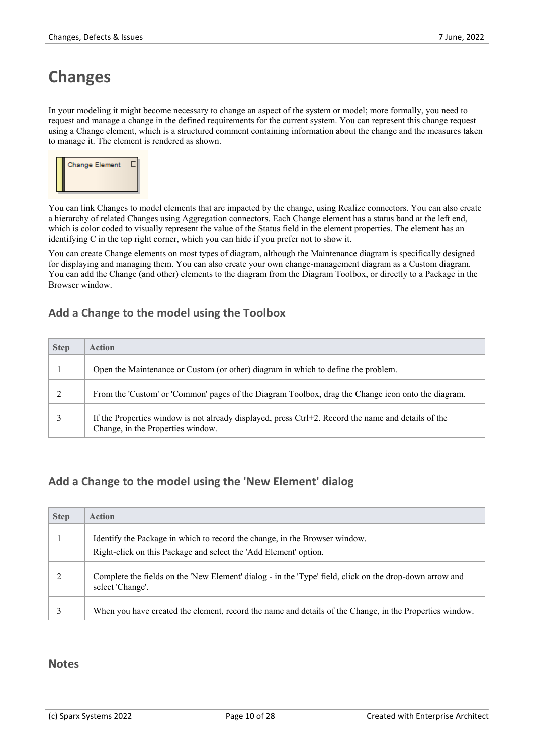# Changes

In your modeling it might become necessary to change an aspect of the system or model; more formally, you need to request and manage a change in the defined requirements for the current system. You can represent this change request using a Change element, which is a structured comment containing information about the change and the measures taken to manage it. The element is rendered as shown.

You can link Changes to model elements that are impacted by the change, using Realize connectors. You can also create a hierarchy of related Changes using Aggregation connectors. Each Change element has a status band at the left end, which is color coded to visually represent the value of the Status field in the element properties. The element has an identifying C in the top right corner, which you can hide if you prefer not to show it.

You can create Change elements on most types of diagram, although the Maintenance diagram is specifically designed for displaying and managing them. You can also create your own change-management diagram as a Custom diagram. You can add the Change (and other) elements to the diagram from the Diagram Toolbox, or directly to a Package in the Browser window.

## Add a Change to the model using the Toolbox

| Step | Action |
| --- | --- |
| 1 | Open the Maintenance or Custom (or other) diagram in which to define the problem. |
| 2 | From the 'Custom' or 'Common' pages of the Diagram Toolbox, drag the Change icon onto the diagram. |
| 3 | If the Properties window is not already displayed, press Ctrl+2. Record the name and details of the Change, in the Properties window. |

## Add a Change to the model using the 'New Element' dialog

| Step | Action |
| --- | --- |
| 1 | Identify the Package in which to record the change, in the Browser window.<br>Right-click on this Package and select the 'Add Element' option. |
| 2 | Complete the fields on the 'New Element' dialog - in the 'Type' field, click on the drop-down arrow and select 'Change'. |
| 3 | When you have created the element, record the name and details of the Change, in the Properties window. |

## Notes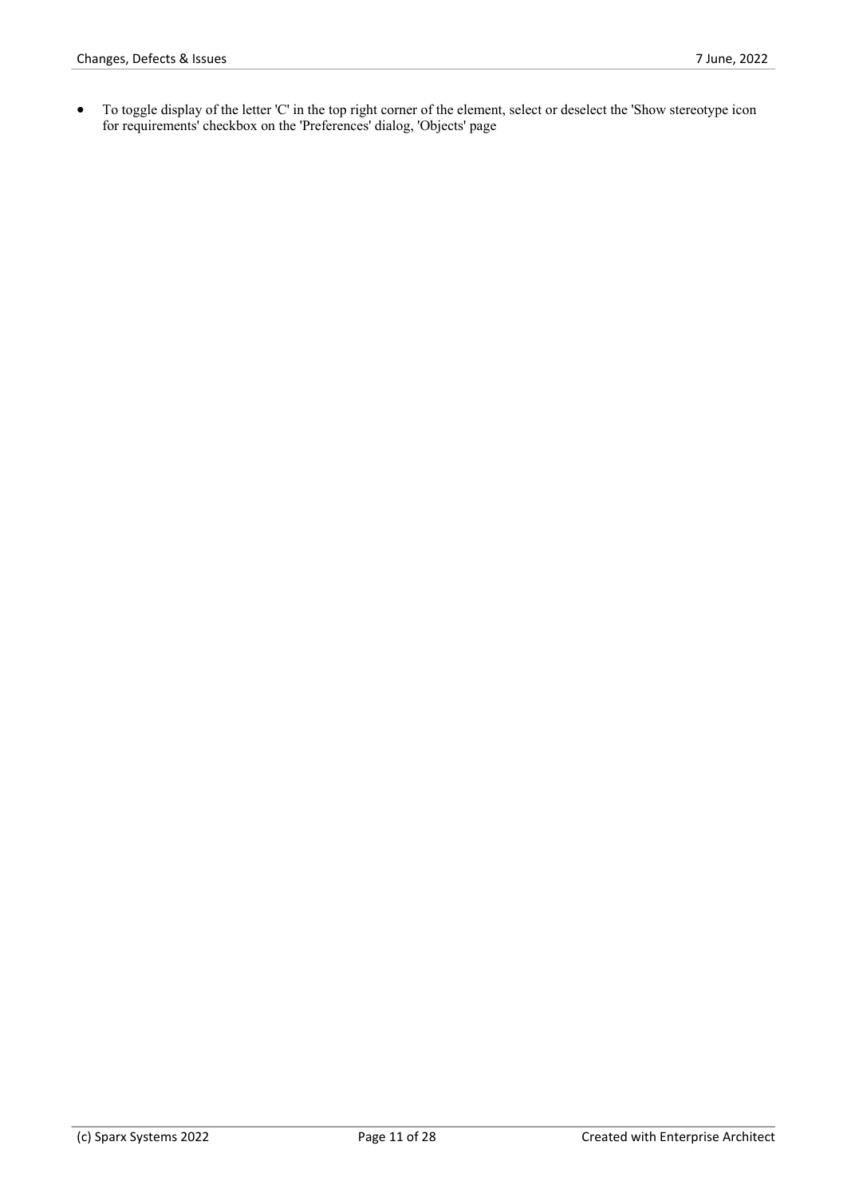- To toggle display of the letter 'C' in the top right corner of the element, select or deselect the 'Show stereotype icon for requirements' checkbox on the 'Preferences' dialog, 'Objects' page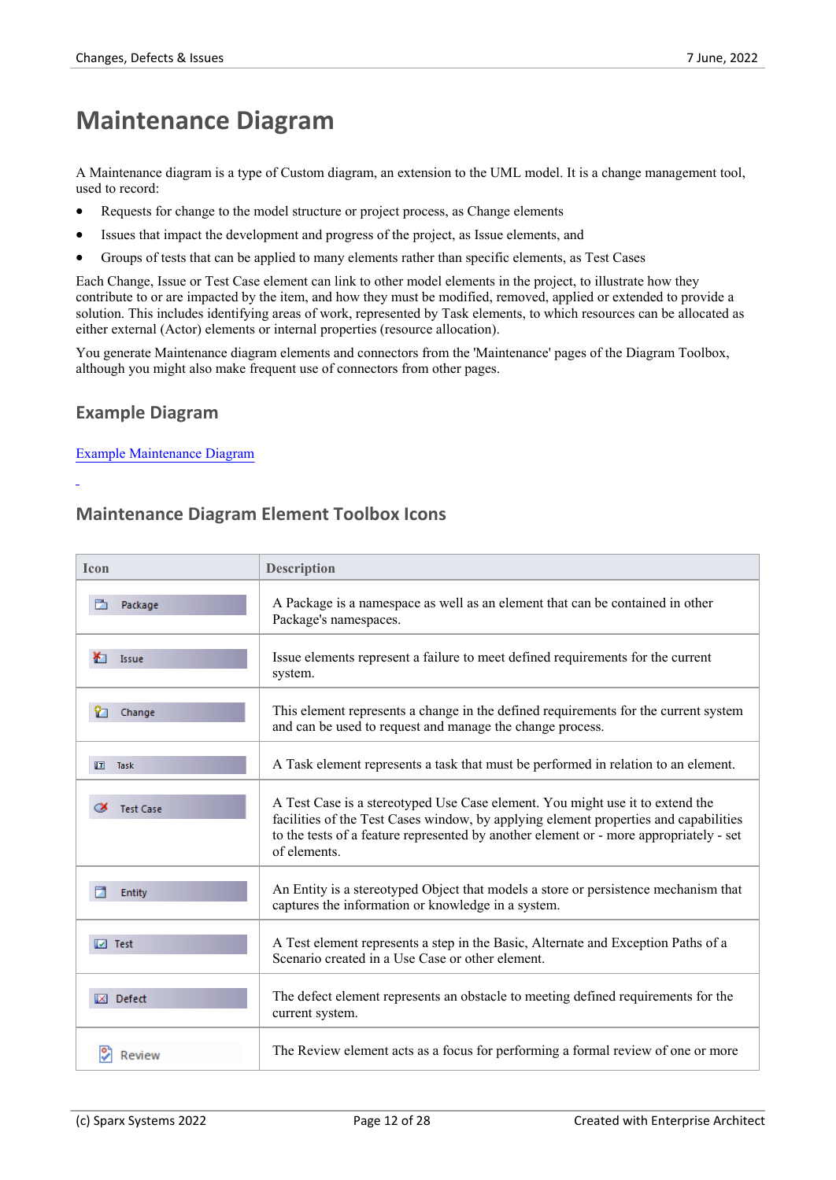# Maintenance Diagram

A Maintenance diagram is a type of Custom diagram, an extension to the UML model. It is a change management tool, used to record:

- Requests for change to the model structure or project process, as Change elements
- Issues that impact the development and progress of the project, as Issue elements, and
- Groups of tests that can be applied to many elements rather than specific elements, as Test Cases

Each Change, Issue or Test Case element can link to other model elements in the project, to illustrate how they contribute to or are impacted by the item, and how they must be modified, removed, applied or extended to provide a solution. This includes identifying areas of work, represented by Task elements, to which resources can be allocated as either external (Actor) elements or internal properties (resource allocation).

You generate Maintenance diagram elements and connectors from the 'Maintenance' pages of the Diagram Toolbox, although you might also make frequent use of connectors from other pages.

## Example Diagram

Example Maintenance Diagram

## Maintenance Diagram Element Toolbox Icons

| Icon | Description |
|---|---|
| Package | A Package is a namespace as well as an element that can be contained in other Package's namespaces. |
| Issue | Issue elements represent a failure to meet defined requirements for the current system. |
| Change | This element represents a change in the defined requirements for the current system and can be used to request and manage the change process. |
| Task | A Task element represents a task that must be performed in relation to an element. |
| Test Case | A Test Case is a stereotyped Use Case element. You might use it to extend the facilities of the Test Cases window, by applying element properties and capabilities to the tests of a feature represented by another element or - more appropriately - set of elements. |
| Entity | An Entity is a stereotyped Object that models a store or persistence mechanism that captures the information or knowledge in a system. |
| Test | A Test element represents a step in the Basic, Alternate and Exception Paths of a Scenario created in a Use Case or other element. |
| Defect | The defect element represents an obstacle to meeting defined requirements for the current system. |
| Review | The Review element acts as a focus for performing a formal review of one or more |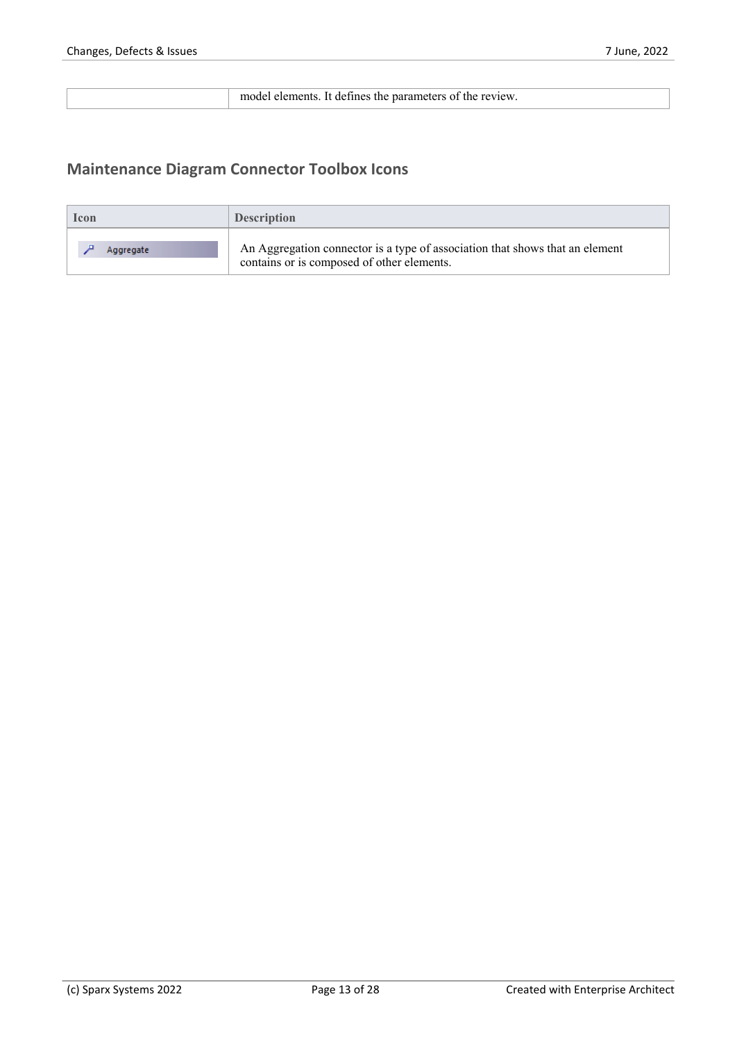| | |
|---|---|
| | model elements. It defines the parameters of the review. |

## Maintenance Diagram Connector Toolbox Icons

| Icon | Description |
|---|---|
| Aggregate | An Aggregation connector is a type of association that shows that an element contains or is composed of other elements. |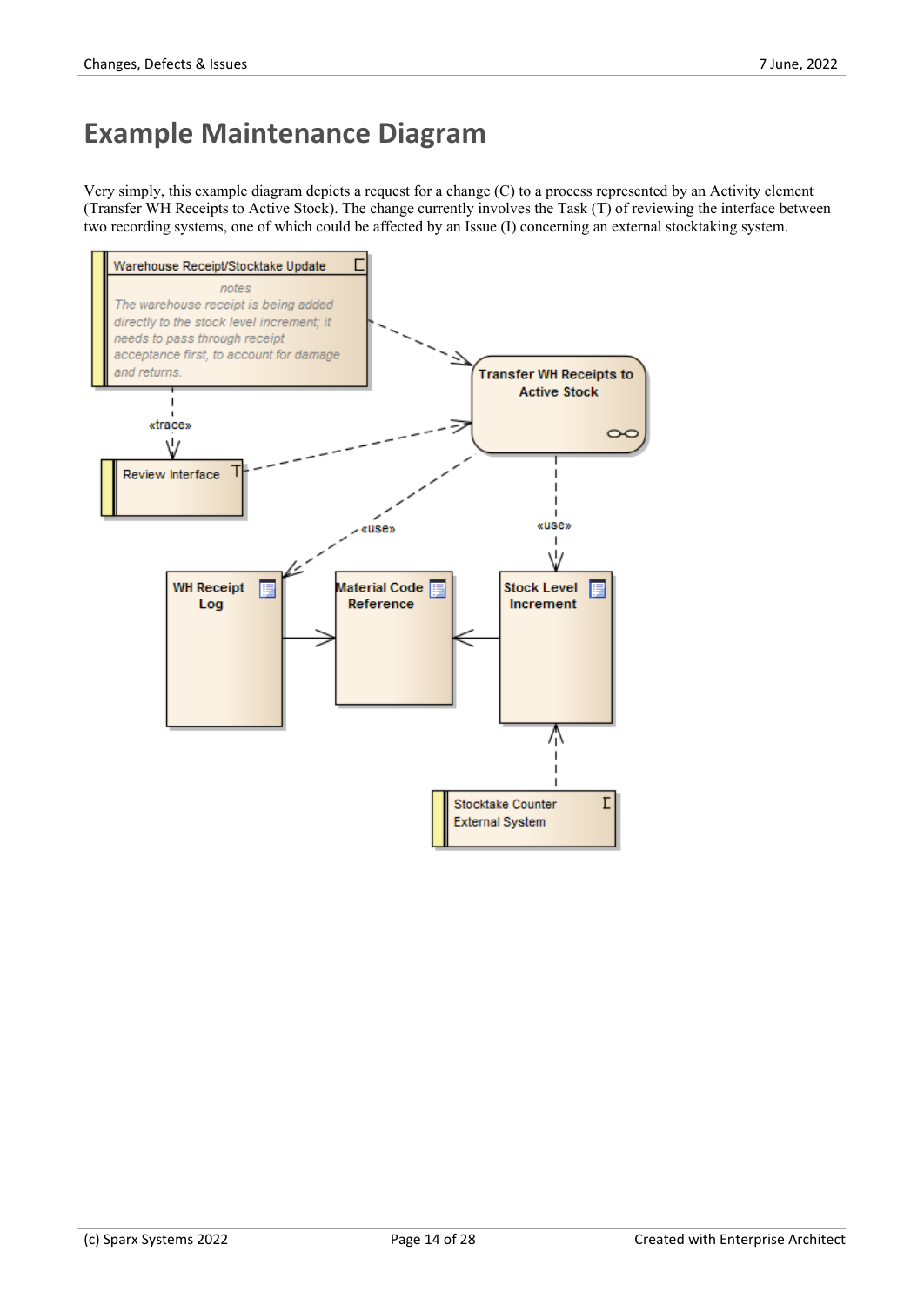# Example Maintenance Diagram

Very simply, this example diagram depicts a request for a change (C) to a process represented by an Activity element (Transfer WH Receipts to Active Stock). The change currently involves the Task (T) of reviewing the interface between two recording systems, one of which could be affected by an Issue (I) concerning an external stocktaking system.

Warehouse Receipt/Stocktake Update

notes

The warehouse receipt is being added directly to the stock level increment; it needs to pass through receipt acceptance first, to account for damage and returns.

«trace»

Review Interface

Transfer WH Receipts to Active Stock

«use»

«use»

WH Receipt Log

Material Code Reference

Stock Level Increment

Stocktake Counter External System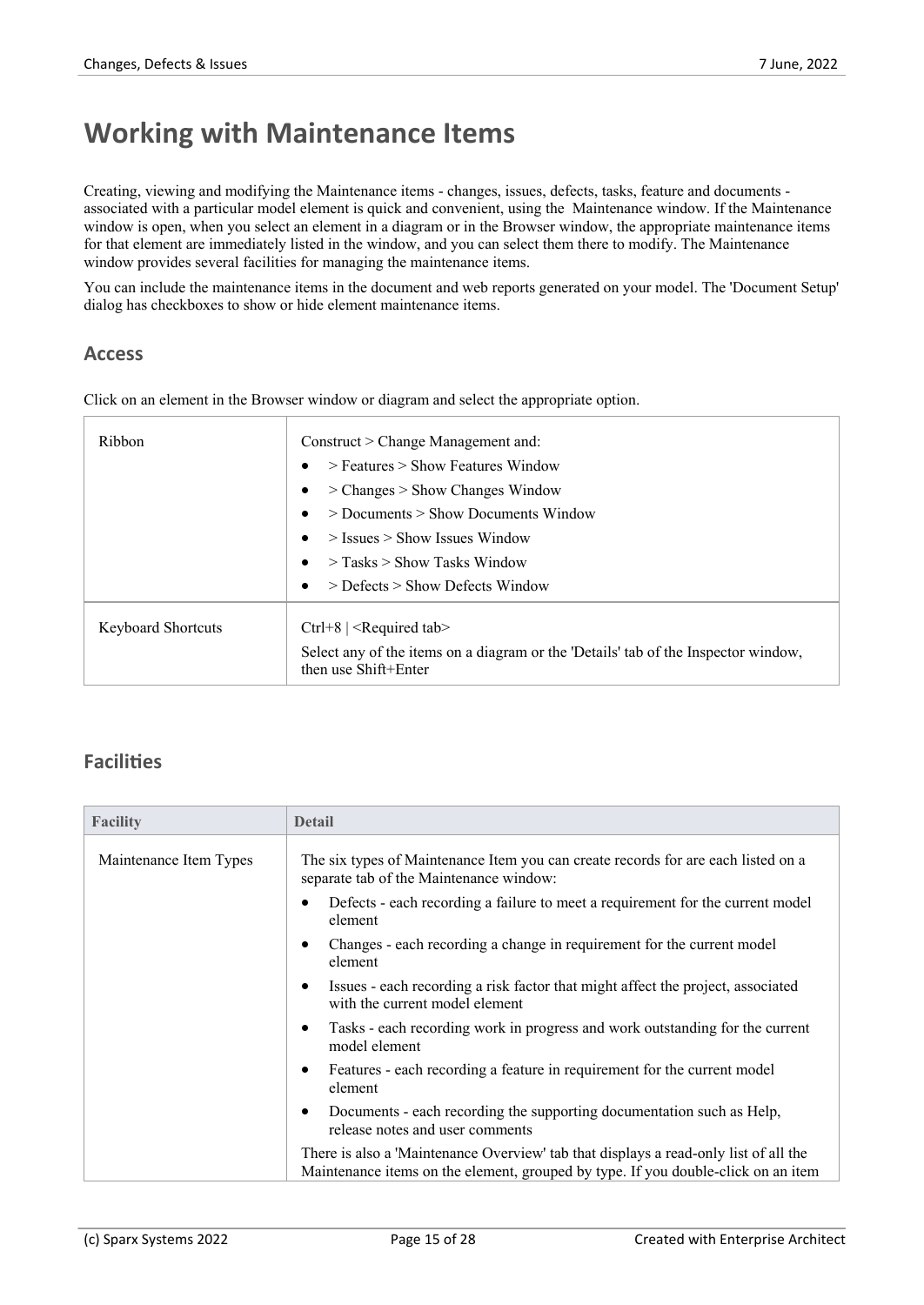# Working with Maintenance Items

Creating, viewing and modifying the Maintenance items - changes, issues, defects, tasks, feature and documents - associated with a particular model element is quick and convenient, using the Maintenance window. If the Maintenance window is open, when you select an element in a diagram or in the Browser window, the appropriate maintenance items for that element are immediately listed in the window, and you can select them there to modify. The Maintenance window provides several facilities for managing the maintenance items.

You can include the maintenance items in the document and web reports generated on your model. The 'Document Setup' dialog has checkboxes to show or hide element maintenance items.

## Access

Click on an element in the Browser window or diagram and select the appropriate option.

| | |
|---|---|
| Ribbon | Construct > Change Management and:<br>• > Features > Show Features Window<br>• > Changes > Show Changes Window<br>• > Documents > Show Documents Window<br>• > Issues > Show Issues Window<br>• > Tasks > Show Tasks Window<br>• > Defects > Show Defects Window |
| Keyboard Shortcuts | Ctrl+8 \| <Required tab><br>Select any of the items on a diagram or the 'Details' tab of the Inspector window, then use Shift+Enter |

## Facilities

| Facility | Detail |
|---|---|
| Maintenance Item Types | The six types of Maintenance Item you can create records for are each listed on a separate tab of the Maintenance window:<br>• Defects - each recording a failure to meet a requirement for the current model element<br>• Changes - each recording a change in requirement for the current model element<br>• Issues - each recording a risk factor that might affect the project, associated with the current model element<br>• Tasks - each recording work in progress and work outstanding for the current model element<br>• Features - each recording a feature in requirement for the current model element<br>• Documents - each recording the supporting documentation such as Help, release notes and user comments<br>There is also a 'Maintenance Overview' tab that displays a read-only list of all the Maintenance items on the element, grouped by type. If you double-click on an item |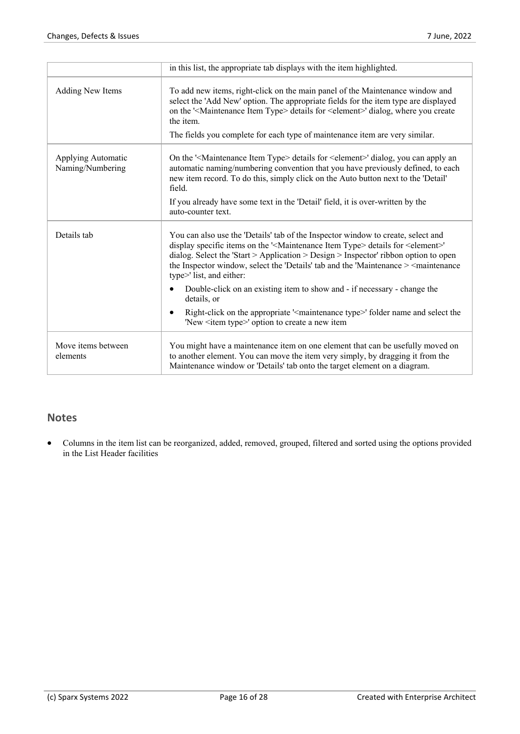|  |  |
| --- | --- |
|  | in this list, the appropriate tab displays with the item highlighted. |
| Adding New Items | To add new items, right-click on the main panel of the Maintenance window and select the 'Add New' option. The appropriate fields for the item type are displayed on the '<Maintenance Item Type> details for <element>' dialog, where you create the item.<br><br>The fields you complete for each type of maintenance item are very similar. |
| Applying Automatic Naming/Numbering | On the '<Maintenance Item Type> details for <element>' dialog, you can apply an automatic naming/numbering convention that you have previously defined, to each new item record. To do this, simply click on the Auto button next to the 'Detail' field.<br><br>If you already have some text in the 'Detail' field, it is over-written by the auto-counter text. |
| Details tab | You can also use the 'Details' tab of the Inspector window to create, select and display specific items on the '<Maintenance Item Type> details for <element>' dialog. Select the 'Start > Application > Design > Inspector' ribbon option to open the Inspector window, select the 'Details' tab and the 'Maintenance > <maintenance type>' list, and either:<br><br>• Double-click on an existing item to show and - if necessary - change the details, or<br><br>• Right-click on the appropriate '<maintenance type>' folder name and select the 'New <item type>' option to create a new item |
| Move items between elements | You might have a maintenance item on one element that can be usefully moved on to another element. You can move the item very simply, by dragging it from the Maintenance window or 'Details' tab onto the target element on a diagram. |

## Notes

- Columns in the item list can be reorganized, added, removed, grouped, filtered and sorted using the options provided in the List Header facilities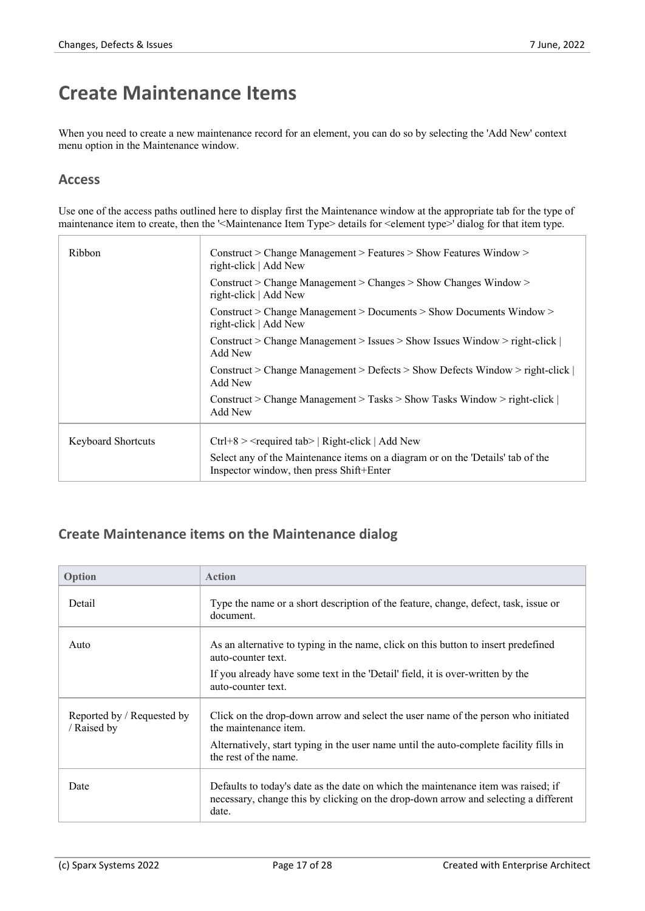# Create Maintenance Items

When you need to create a new maintenance record for an element, you can do so by selecting the 'Add New' context menu option in the Maintenance window.

## Access

Use one of the access paths outlined here to display first the Maintenance window at the appropriate tab for the type of maintenance item to create, then the '<Maintenance Item Type> details for <element type>' dialog for that item type.

| | |
|---|---|
| Ribbon | Construct > Change Management > Features > Show Features Window > right-click \| Add New<br>Construct > Change Management > Changes > Show Changes Window > right-click \| Add New<br>Construct > Change Management > Documents > Show Documents Window > right-click \| Add New<br>Construct > Change Management > Issues > Show Issues Window > right-click \| Add New<br>Construct > Change Management > Defects > Show Defects Window > right-click \| Add New<br>Construct > Change Management > Tasks > Show Tasks Window > right-click \| Add New |
| Keyboard Shortcuts | Ctrl+8 > <required tab> \| Right-click \| Add New<br>Select any of the Maintenance items on a diagram or on the 'Details' tab of the Inspector window, then press Shift+Enter |

## Create Maintenance items on the Maintenance dialog

| Option | Action |
|---|---|
| Detail | Type the name or a short description of the feature, change, defect, task, issue or document. |
| Auto | As an alternative to typing in the name, click on this button to insert predefined auto-counter text.<br>If you already have some text in the 'Detail' field, it is over-written by the auto-counter text. |
| Reported by / Requested by / Raised by | Click on the drop-down arrow and select the user name of the person who initiated the maintenance item.<br>Alternatively, start typing in the user name until the auto-complete facility fills in the rest of the name. |
| Date | Defaults to today's date as the date on which the maintenance item was raised; if necessary, change this by clicking on the drop-down arrow and selecting a different date. |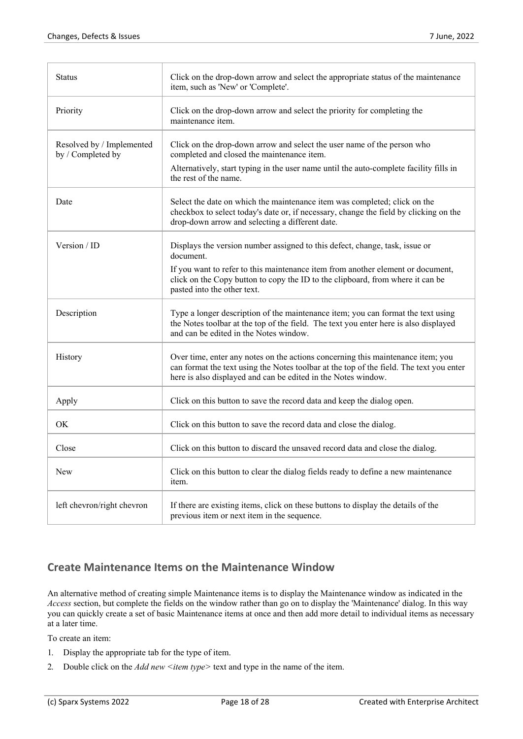| Status | Click on the drop-down arrow and select the appropriate status of the maintenance item, such as 'New' or 'Complete'. |
|---|---|
| Priority | Click on the drop-down arrow and select the priority for completing the maintenance item. |
| Resolved by / Implemented by / Completed by | Click on the drop-down arrow and select the user name of the person who completed and closed the maintenance item.<br>Alternatively, start typing in the user name until the auto-complete facility fills in the rest of the name. |
| Date | Select the date on which the maintenance item was completed; click on the checkbox to select today's date or, if necessary, change the field by clicking on the drop-down arrow and selecting a different date. |
| Version / ID | Displays the version number assigned to this defect, change, task, issue or document.<br>If you want to refer to this maintenance item from another element or document, click on the Copy button to copy the ID to the clipboard, from where it can be pasted into the other text. |
| Description | Type a longer description of the maintenance item; you can format the text using the Notes toolbar at the top of the field. The text you enter here is also displayed and can be edited in the Notes window. |
| History | Over time, enter any notes on the actions concerning this maintenance item; you can format the text using the Notes toolbar at the top of the field. The text you enter here is also displayed and can be edited in the Notes window. |
| Apply | Click on this button to save the record data and keep the dialog open. |
| OK | Click on this button to save the record data and close the dialog. |
| Close | Click on this button to discard the unsaved record data and close the dialog. |
| New | Click on this button to clear the dialog fields ready to define a new maintenance item. |
| left chevron/right chevron | If there are existing items, click on these buttons to display the details of the previous item or next item in the sequence. |

## Create Maintenance Items on the Maintenance Window

An alternative method of creating simple Maintenance items is to display the Maintenance window as indicated in the *Access* section, but complete the fields on the window rather than go on to display the 'Maintenance' dialog. In this way you can quickly create a set of basic Maintenance items at once and then add more detail to individual items as necessary at a later time.

To create an item:

1. Display the appropriate tab for the type of item.
2. Double click on the *Add new <item type>* text and type in the name of the item.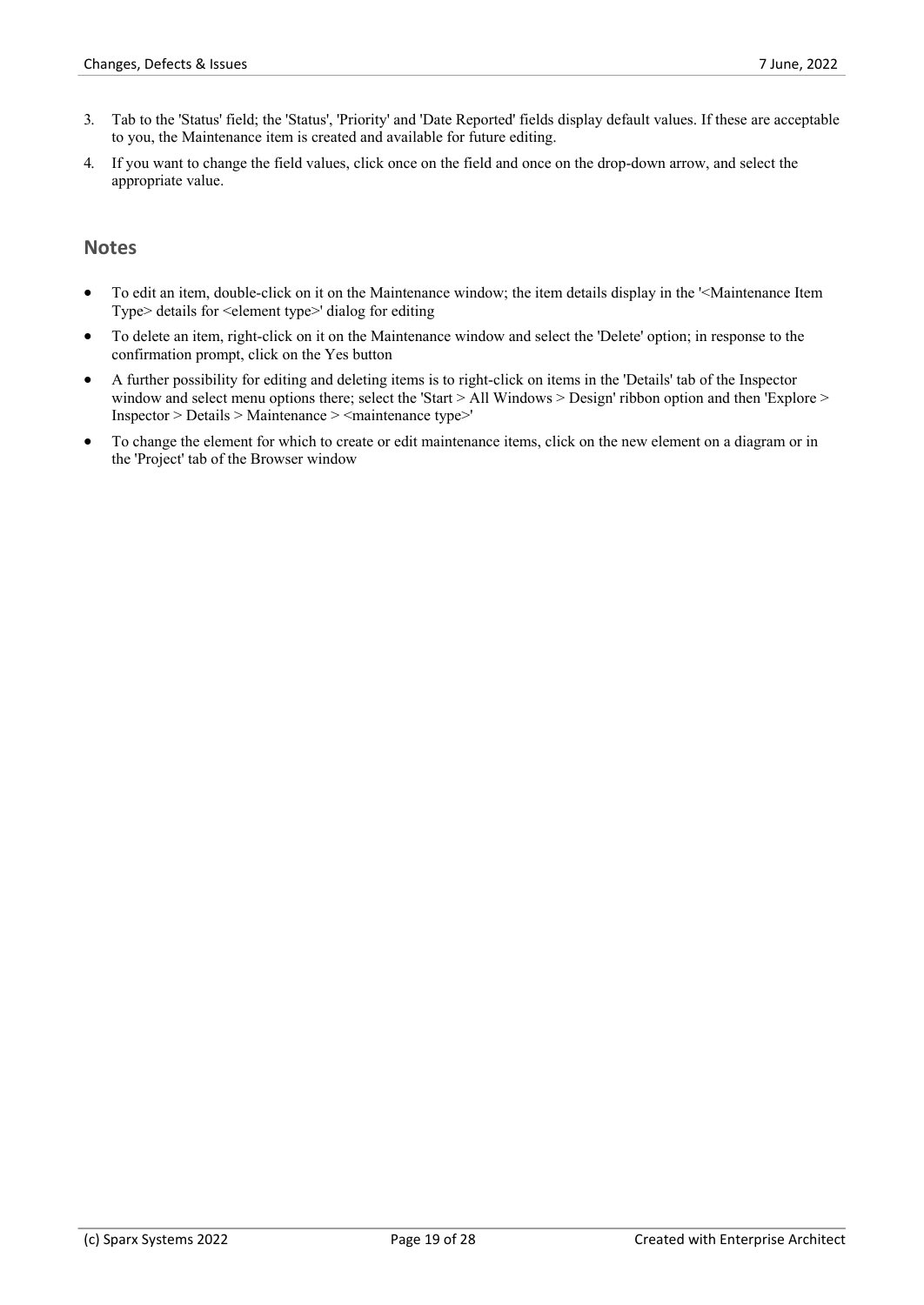3. Tab to the 'Status' field; the 'Status', 'Priority' and 'Date Reported' fields display default values. If these are acceptable to you, the Maintenance item is created and available for future editing.
4. If you want to change the field values, click once on the field and once on the drop-down arrow, and select the appropriate value.

## Notes

- To edit an item, double-click on it on the Maintenance window; the item details display in the '<Maintenance Item Type> details for <element type>' dialog for editing
- To delete an item, right-click on it on the Maintenance window and select the 'Delete' option; in response to the confirmation prompt, click on the Yes button
- A further possibility for editing and deleting items is to right-click on items in the 'Details' tab of the Inspector window and select menu options there; select the 'Start > All Windows > Design' ribbon option and then 'Explore > Inspector > Details > Maintenance > <maintenance type>'
- To change the element for which to create or edit maintenance items, click on the new element on a diagram or in the 'Project' tab of the Browser window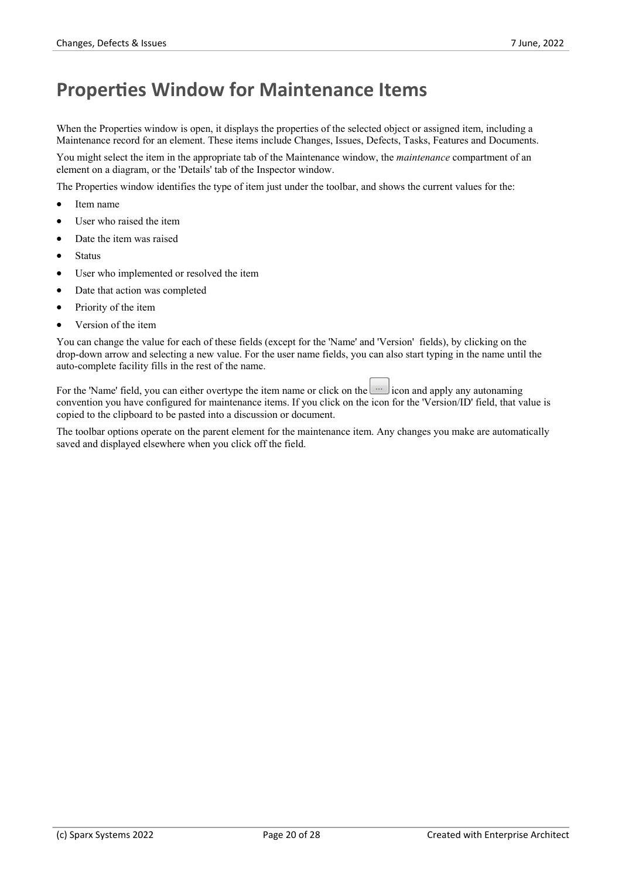# Properties Window for Maintenance Items

When the Properties window is open, it displays the properties of the selected object or assigned item, including a Maintenance record for an element. These items include Changes, Issues, Defects, Tasks, Features and Documents.

You might select the item in the appropriate tab of the Maintenance window, the *maintenance* compartment of an element on a diagram, or the 'Details' tab of the Inspector window.

The Properties window identifies the type of item just under the toolbar, and shows the current values for the:

- Item name
- User who raised the item
- Date the item was raised
- Status
- User who implemented or resolved the item
- Date that action was completed
- Priority of the item
- Version of the item

You can change the value for each of these fields (except for the 'Name' and 'Version' fields), by clicking on the drop-down arrow and selecting a new value. For the user name fields, you can also start typing in the name until the auto-complete facility fills in the rest of the name.

For the 'Name' field, you can either overtype the item name or click on the ... icon and apply any autonaming convention you have configured for maintenance items. If you click on the icon for the 'Version/ID' field, that value is copied to the clipboard to be pasted into a discussion or document.

The toolbar options operate on the parent element for the maintenance item. Any changes you make are automatically saved and displayed elsewhere when you click off the field.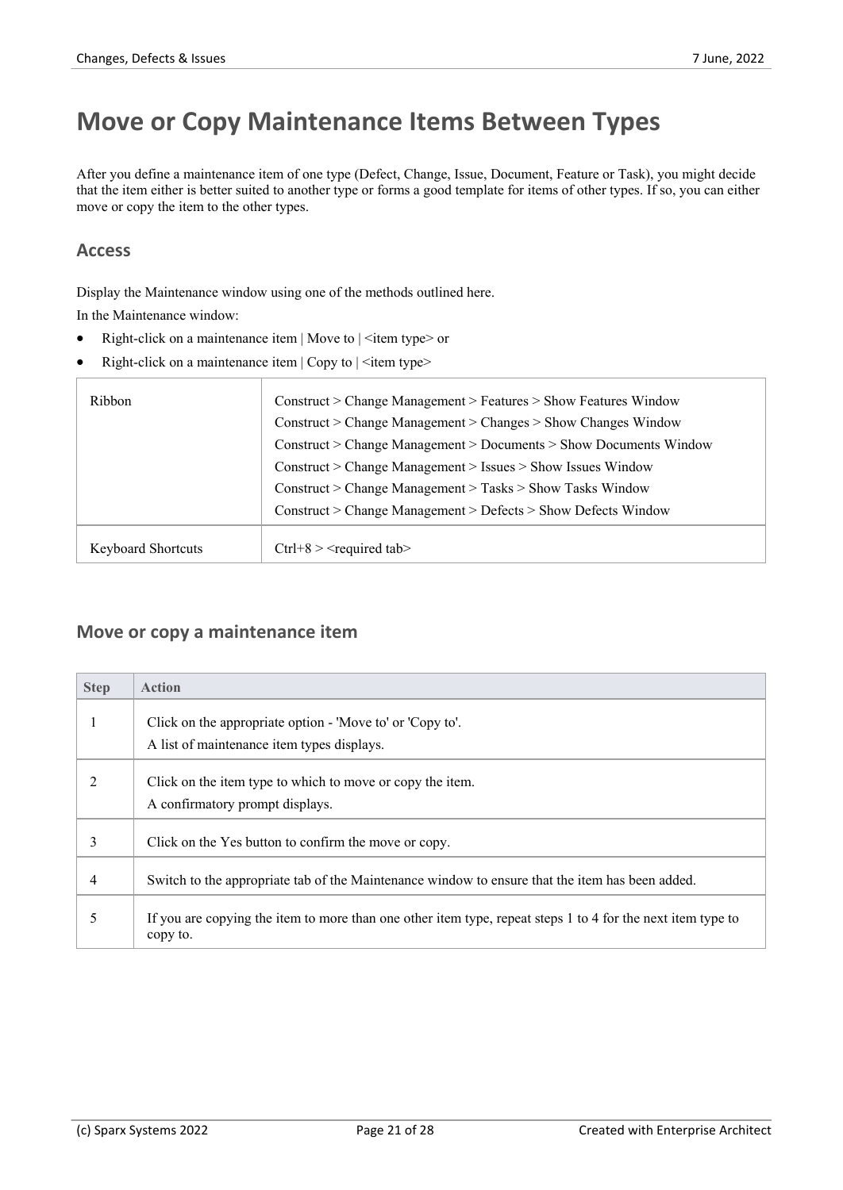# Move or Copy Maintenance Items Between Types

After you define a maintenance item of one type (Defect, Change, Issue, Document, Feature or Task), you might decide that the item either is better suited to another type or forms a good template for items of other types. If so, you can either move or copy the item to the other types.

## Access

Display the Maintenance window using one of the methods outlined here.

In the Maintenance window:

- Right-click on a maintenance item | Move to | <item type> or
- Right-click on a maintenance item | Copy to | <item type>

| | |
|---|---|
| Ribbon | Construct > Change Management > Features > Show Features Window<br>Construct > Change Management > Changes > Show Changes Window<br>Construct > Change Management > Documents > Show Documents Window<br>Construct > Change Management > Issues > Show Issues Window<br>Construct > Change Management > Tasks > Show Tasks Window<br>Construct > Change Management > Defects > Show Defects Window |
| Keyboard Shortcuts | Ctrl+8 > <required tab> |

## Move or copy a maintenance item

| Step | Action |
|---|---|
| 1 | Click on the appropriate option - 'Move to' or 'Copy to'.<br>A list of maintenance item types displays. |
| 2 | Click on the item type to which to move or copy the item.<br>A confirmatory prompt displays. |
| 3 | Click on the Yes button to confirm the move or copy. |
| 4 | Switch to the appropriate tab of the Maintenance window to ensure that the item has been added. |
| 5 | If you are copying the item to more than one other item type, repeat steps 1 to 4 for the next item type to copy to. |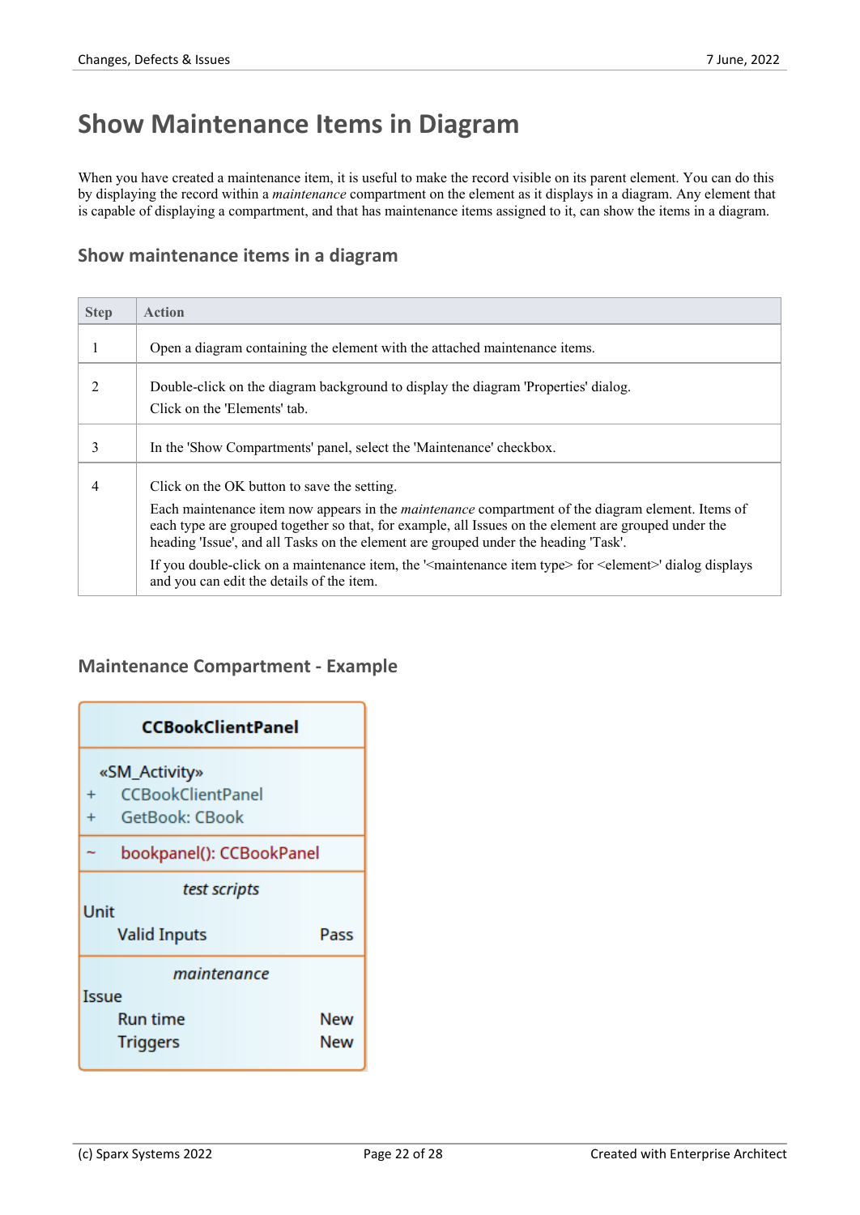# Show Maintenance Items in Diagram

When you have created a maintenance item, it is useful to make the record visible on its parent element. You can do this by displaying the record within a *maintenance* compartment on the element as it displays in a diagram. Any element that is capable of displaying a compartment, and that has maintenance items assigned to it, can show the items in a diagram.

## Show maintenance items in a diagram

| Step | Action |
|---|---|
| 1 | Open a diagram containing the element with the attached maintenance items. |
| 2 | Double-click on the diagram background to display the diagram 'Properties' dialog.<br>Click on the 'Elements' tab. |
| 3 | In the 'Show Compartments' panel, select the 'Maintenance' checkbox. |
| 4 | Click on the OK button to save the setting.<br>Each maintenance item now appears in the *maintenance* compartment of the diagram element. Items of each type are grouped together so that, for example, all Issues on the element are grouped under the heading 'Issue', and all Tasks on the element are grouped under the heading 'Task'.<br>If you double-click on a maintenance item, the '<maintenance item type> for <element>' dialog displays and you can edit the details of the item. |

## Maintenance Compartment - Example

**CCBookClientPanel**

«SM_Activity»
+ CCBookClientPanel
+ GetBook: CBook

~ bookpanel(): CCBookPanel

*test scripts*
Unit
Valid Inputs — Pass

*maintenance*
Issue
Run time — New
Triggers — New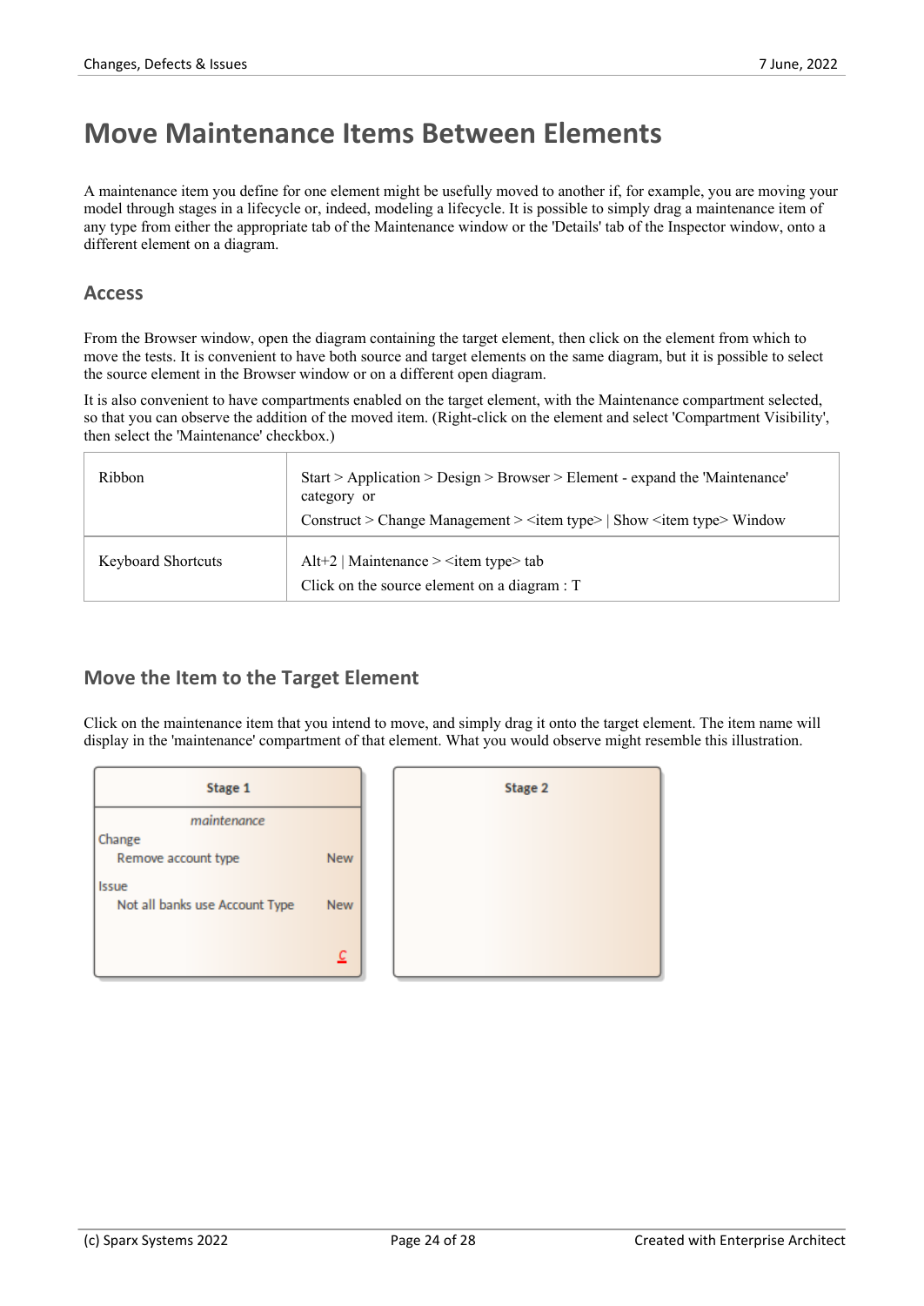# Move Maintenance Items Between Elements

A maintenance item you define for one element might be usefully moved to another if, for example, you are moving your model through stages in a lifecycle or, indeed, modeling a lifecycle. It is possible to simply drag a maintenance item of any type from either the appropriate tab of the Maintenance window or the 'Details' tab of the Inspector window, onto a different element on a diagram.

## Access

From the Browser window, open the diagram containing the target element, then click on the element from which to move the tests. It is convenient to have both source and target elements on the same diagram, but it is possible to select the source element in the Browser window or on a different open diagram.

It is also convenient to have compartments enabled on the target element, with the Maintenance compartment selected, so that you can observe the addition of the moved item. (Right-click on the element and select 'Compartment Visibility', then select the 'Maintenance' checkbox.)

| | |
|---|---|
| Ribbon | Start > Application > Design > Browser > Element - expand the 'Maintenance' category or<br>Construct > Change Management > <item type> \| Show <item type> Window |
| Keyboard Shortcuts | Alt+2 \| Maintenance > <item type> tab<br>Click on the source element on a diagram : T |

## Move the Item to the Target Element

Click on the maintenance item that you intend to move, and simply drag it onto the target element. The item name will display in the 'maintenance' compartment of that element. What you would observe might resemble this illustration.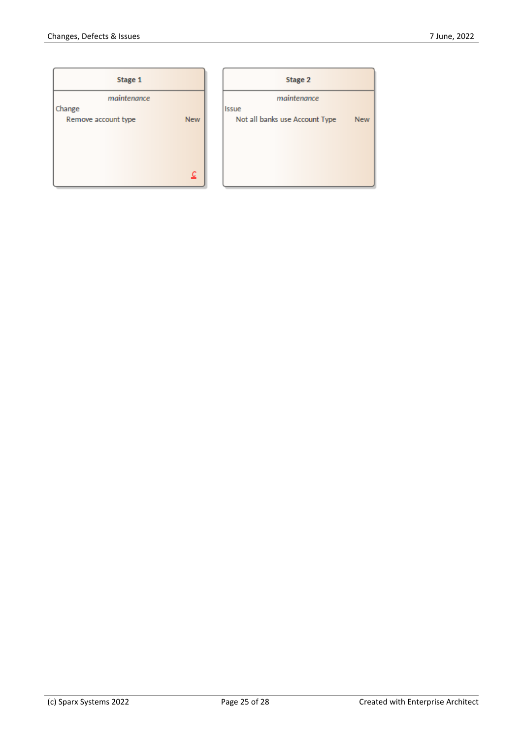**Stage 1**

*maintenance*

Change

| | |
|---|---|
| Remove account type | New |

**Stage 2**

*maintenance*

Issue

| | |
|---|---|
| Not all banks use Account Type | New |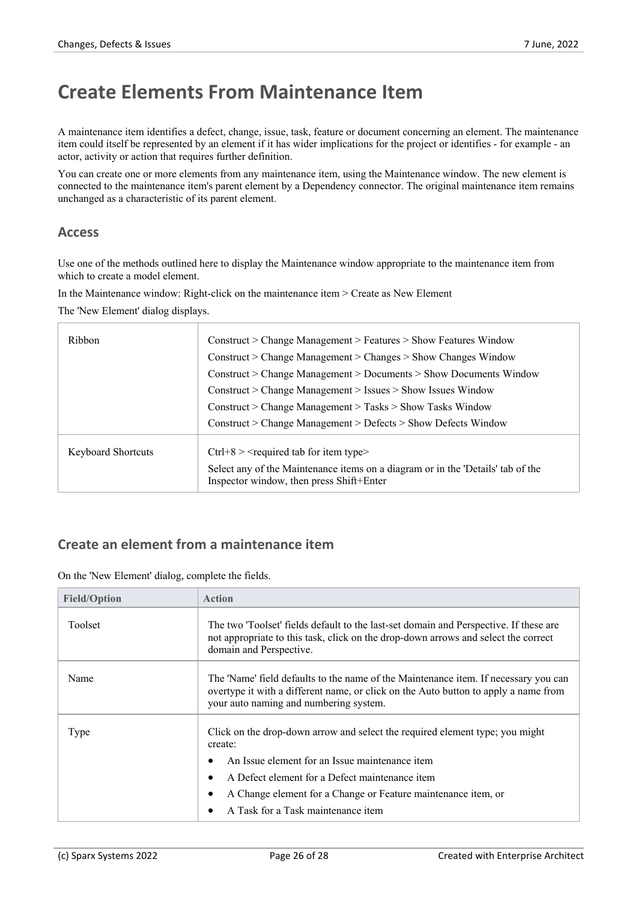# Create Elements From Maintenance Item

A maintenance item identifies a defect, change, issue, task, feature or document concerning an element. The maintenance item could itself be represented by an element if it has wider implications for the project or identifies - for example - an actor, activity or action that requires further definition.

You can create one or more elements from any maintenance item, using the Maintenance window. The new element is connected to the maintenance item's parent element by a Dependency connector. The original maintenance item remains unchanged as a characteristic of its parent element.

## Access

Use one of the methods outlined here to display the Maintenance window appropriate to the maintenance item from which to create a model element.

In the Maintenance window: Right-click on the maintenance item > Create as New Element

The 'New Element' dialog displays.

| | |
|---|---|
| Ribbon | Construct > Change Management > Features > Show Features Window<br>Construct > Change Management > Changes > Show Changes Window<br>Construct > Change Management > Documents > Show Documents Window<br>Construct > Change Management > Issues > Show Issues Window<br>Construct > Change Management > Tasks > Show Tasks Window<br>Construct > Change Management > Defects > Show Defects Window |
| Keyboard Shortcuts | Ctrl+8 > <required tab for item type><br>Select any of the Maintenance items on a diagram or in the 'Details' tab of the Inspector window, then press Shift+Enter |

## Create an element from a maintenance item

On the 'New Element' dialog, complete the fields.

| Field/Option | Action |
|---|---|
| Toolset | The two 'Toolset' fields default to the last-set domain and Perspective. If these are not appropriate to this task, click on the drop-down arrows and select the correct domain and Perspective. |
| Name | The 'Name' field defaults to the name of the Maintenance item. If necessary you can overtype it with a different name, or click on the Auto button to apply a name from your auto naming and numbering system. |
| Type | Click on the drop-down arrow and select the required element type; you might create:<br>• An Issue element for an Issue maintenance item<br>• A Defect element for a Defect maintenance item<br>• A Change element for a Change or Feature maintenance item, or<br>• A Task for a Task maintenance item |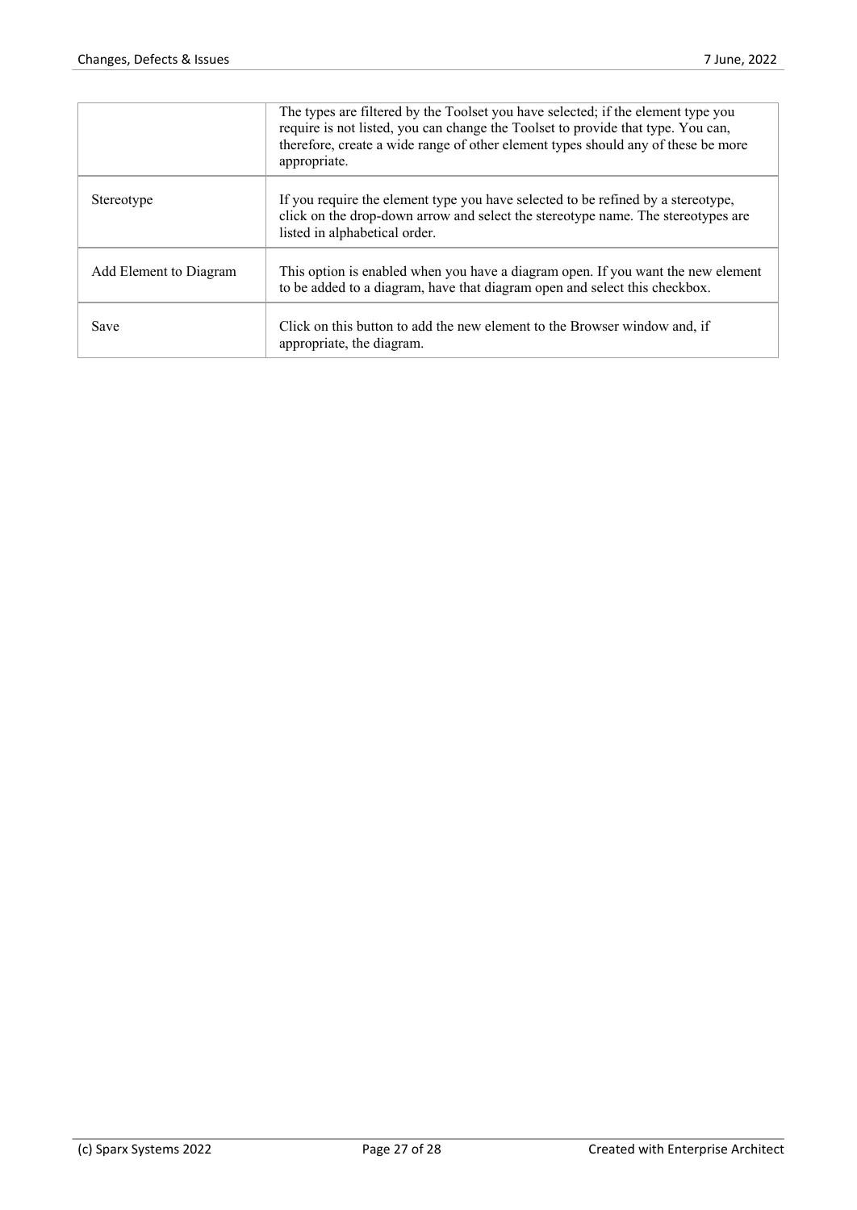| | |
|---|---|
| | The types are filtered by the Toolset you have selected; if the element type you require is not listed, you can change the Toolset to provide that type. You can, therefore, create a wide range of other element types should any of these be more appropriate. |
| Stereotype | If you require the element type you have selected to be refined by a stereotype, click on the drop-down arrow and select the stereotype name. The stereotypes are listed in alphabetical order. |
| Add Element to Diagram | This option is enabled when you have a diagram open. If you want the new element to be added to a diagram, have that diagram open and select this checkbox. |
| Save | Click on this button to add the new element to the Browser window and, if appropriate, the diagram. |